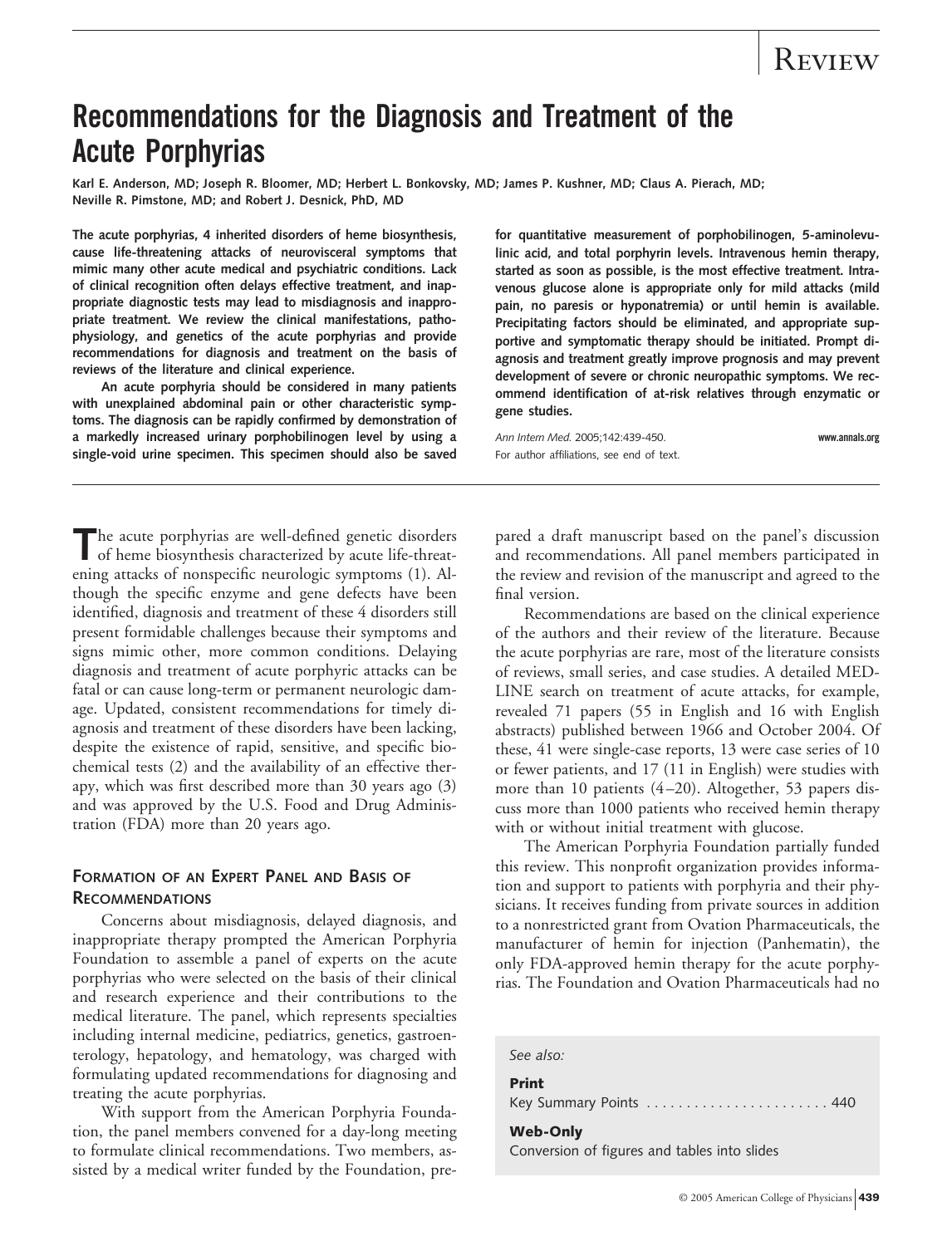# Recommendations for the Diagnosis and Treatment of the Acute Porphyrias

Karl E. Anderson, MD; Joseph R. Bloomer, MD; Herbert L. Bonkovsky, MD; James P. Kushner, MD; Claus A. Pierach, MD; Neville R. Pimstone, MD; and Robert J. Desnick, PhD, MD

**The acute porphyrias, 4 inherited disorders of heme biosynthesis, cause life-threatening attacks of neurovisceral symptoms that mimic many other acute medical and psychiatric conditions. Lack of clinical recognition often delays effective treatment, and inappropriate diagnostic tests may lead to misdiagnosis and inappropriate treatment. We review the clinical manifestations, pathophysiology, and genetics of the acute porphyrias and provide recommendations for diagnosis and treatment on the basis of reviews of the literature and clinical experience.**

**An acute porphyria should be considered in many patients with unexplained abdominal pain or other characteristic symptoms. The diagnosis can be rapidly confirmed by demonstration of a markedly increased urinary porphobilinogen level by using a single-void urine specimen. This specimen should also be saved for quantitative measurement of porphobilinogen, 5-aminolevulinic acid, and total porphyrin levels. Intravenous hemin therapy, started as soon as possible, is the most effective treatment. Intravenous glucose alone is appropriate only for mild attacks (mild pain, no paresis or hyponatremia) or until hemin is available. Precipitating factors should be eliminated, and appropriate supportive and symptomatic therapy should be initiated. Prompt diagnosis and treatment greatly improve prognosis and may prevent development of severe or chronic neuropathic symptoms. We recommend identification of at-risk relatives through enzymatic or gene studies.**

*Ann Intern Med.* 2005;142:439-450. www.annals.org

For author affiliations, see end of text.

The acute porphyrias are well-defined genetic disorders of heme biosynthesis characterized by acute life-threatening attacks of nonspecific neurologic symptoms (1). Although the specific enzyme and gene defects have been identified, diagnosis and treatment of these 4 disorders still present formidable challenges because their symptoms and signs mimic other, more common conditions. Delaying diagnosis and treatment of acute porphyric attacks can be fatal or can cause long-term or permanent neurologic damage. Updated, consistent recommendations for timely diagnosis and treatment of these disorders have been lacking, despite the existence of rapid, sensitive, and specific biochemical tests (2) and the availability of an effective therapy, which was first described more than 30 years ago (3) and was approved by the U.S. Food and Drug Administration (FDA) more than 20 years ago.

## Formation of an Expert Panel and Basis of Recommendations

Concerns about misdiagnosis, delayed diagnosis, and inappropriate therapy prompted the American Porphyria Foundation to assemble a panel of experts on the acute porphyrias who were selected on the basis of their clinical and research experience and their contributions to the medical literature. The panel, which represents specialties including internal medicine, pediatrics, genetics, gastroenterology, hepatology, and hematology, was charged with formulating updated recommendations for diagnosing and treating the acute porphyrias.

With support from the American Porphyria Foundation, the panel members convened for a day-long meeting to formulate clinical recommendations. Two members, assisted by a medical writer funded by the Foundation, prepared a draft manuscript based on the panel's discussion and recommendations. All panel members participated in the review and revision of the manuscript and agreed to the final version.

Recommendations are based on the clinical experience of the authors and their review of the literature. Because the acute porphyrias are rare, most of the literature consists of reviews, small series, and case studies. A detailed MEDLINE search on treatment of acute attacks, for example, revealed 71 papers (55 in English and 16 with English abstracts) published between 1966 and October 2004. Of these, 41 were single-case reports, 13 were case series of 10 or fewer patients, and 17 (11 in English) were studies with more than 10 patients (4–20). Altogether, 53 papers discuss more than 1000 patients who received hemin therapy with or without initial treatment with glucose.

The American Porphyria Foundation partially funded this review. This nonprofit organization provides information and support to patients with porphyria and their physicians. It receives funding from private sources in addition to a nonrestricted grant from Ovation Pharmaceuticals, the manufacturer of hemin for injection (Panhematin), the only FDA-approved hemin therapy for the acute porphyrias. The Foundation and Ovation Pharmaceuticals had no

*See also:*

**Print**

Key Summary Points . . . . . . . . . . . . . . . . . . . . . . . 440

**Web-Only**

Conversion of figures and tables into slides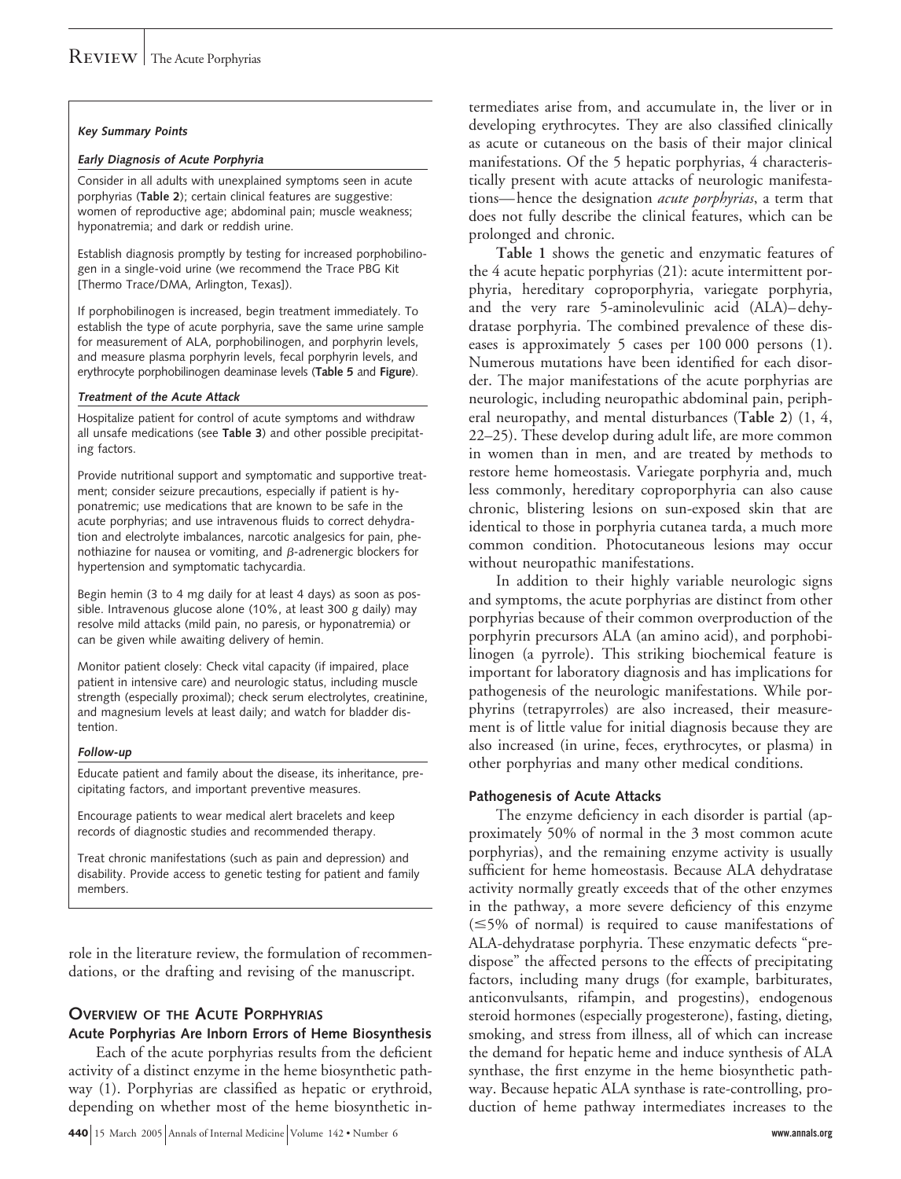### *Key Summary Points*

#### *Early Diagnosis of Acute Porphyria*

Consider in all adults with unexplained symptoms seen in acute porphyrias (**Table 2**); certain clinical features are suggestive: women of reproductive age; abdominal pain; muscle weakness; hyponatremia; and dark or reddish urine.

Establish diagnosis promptly by testing for increased porphobilinogen in a single-void urine (we recommend the Trace PBG Kit [Thermo Trace/DMA, Arlington, Texas]).

If porphobilinogen is increased, begin treatment immediately. To establish the type of acute porphyria, save the same urine sample for measurement of ALA, porphobilinogen, and porphyrin levels, and measure plasma porphyrin levels, fecal porphyrin levels, and erythrocyte porphobilinogen deaminase levels (**Table 5** and **Figure**).

#### *Treatment of the Acute Attack*

Hospitalize patient for control of acute symptoms and withdraw all unsafe medications (see **Table 3**) and other possible precipitating factors.

Provide nutritional support and symptomatic and supportive treatment; consider seizure precautions, especially if patient is hyponatremic; use medications that are known to be safe in the acute porphyrias; and use intravenous fluids to correct dehydration and electrolyte imbalances, narcotic analgesics for pain, phenothiazine for nausea or vomiting, and β-adrenergic blockers for hypertension and symptomatic tachycardia.

Begin hemin (3 to 4 mg daily for at least 4 days) as soon as possible. Intravenous glucose alone (10%, at least 300 g daily) may resolve mild attacks (mild pain, no paresis, or hyponatremia) or can be given while awaiting delivery of hemin.

Monitor patient closely: Check vital capacity (if impaired, place patient in intensive care) and neurologic status, including muscle strength (especially proximal); check serum electrolytes, creatinine, and magnesium levels at least daily; and watch for bladder distention.

#### *Follow-up*

Educate patient and family about the disease, its inheritance, precipitating factors, and important preventive measures.

Encourage patients to wear medical alert bracelets and keep records of diagnostic studies and recommended therapy.

Treat chronic manifestations (such as pain and depression) and disability. Provide access to genetic testing for patient and family members.

role in the literature review, the formulation of recommendations, or the drafting and revising of the manuscript.

## Overview of the Acute Porphyrias

### Acute Porphyrias Are Inborn Errors of Heme Biosynthesis

Each of the acute porphyrias results from the deficient activity of a distinct enzyme in the heme biosynthetic pathway (1). Porphyrias are classified as hepatic or erythroid, depending on whether most of the heme biosynthetic intermediates arise from, and accumulate in, the liver or in developing erythrocytes. They are also classified clinically as acute or cutaneous on the basis of their major clinical manifestations. Of the 5 hepatic porphyrias, 4 characteristically present with acute attacks of neurologic manifestations—hence the designation *acute porphyrias*, a term that does not fully describe the clinical features, which can be prolonged and chronic.

**Table 1** shows the genetic and enzymatic features of the 4 acute hepatic porphyrias (21): acute intermittent porphyria, hereditary coproporphyria, variegate porphyria, and the very rare 5-aminolevulinic acid (ALA)–dehydratase porphyria. The combined prevalence of these diseases is approximately 5 cases per 100 000 persons (1). Numerous mutations have been identified for each disorder. The major manifestations of the acute porphyrias are neurologic, including neuropathic abdominal pain, peripheral neuropathy, and mental disturbances (**Table 2**) (1, 4, 22–25). These develop during adult life, are more common in women than in men, and are treated by methods to restore heme homeostasis. Variegate porphyria and, much less commonly, hereditary coproporphyria can also cause chronic, blistering lesions on sun-exposed skin that are identical to those in porphyria cutanea tarda, a much more common condition. Photocutaneous lesions may occur without neuropathic manifestations.

In addition to their highly variable neurologic signs and symptoms, the acute porphyrias are distinct from other porphyrias because of their common overproduction of the porphyrin precursors ALA (an amino acid), and porphobilinogen (a pyrrole). This striking biochemical feature is important for laboratory diagnosis and has implications for pathogenesis of the neurologic manifestations. While porphyrins (tetrapyrroles) are also increased, their measurement is of little value for initial diagnosis because they are also increased (in urine, feces, erythrocytes, or plasma) in other porphyrias and many other medical conditions.

### Pathogenesis of Acute Attacks

The enzyme deficiency in each disorder is partial (approximately 50% of normal in the 3 most common acute porphyrias), and the remaining enzyme activity is usually sufficient for heme homeostasis. Because ALA dehydratase activity normally greatly exceeds that of the other enzymes in the pathway, a more severe deficiency of this enzyme ($\leq$5% of normal) is required to cause manifestations of ALA-dehydratase porphyria. These enzymatic defects "predispose" the affected persons to the effects of precipitating factors, including many drugs (for example, barbiturates, anticonvulsants, rifampin, and progestins), endogenous steroid hormones (especially progesterone), fasting, dieting, smoking, and stress from illness, all of which can increase the demand for hepatic heme and induce synthesis of ALA synthase, the first enzyme in the heme biosynthetic pathway. Because hepatic ALA synthase is rate-controlling, production of heme pathway intermediates increases to the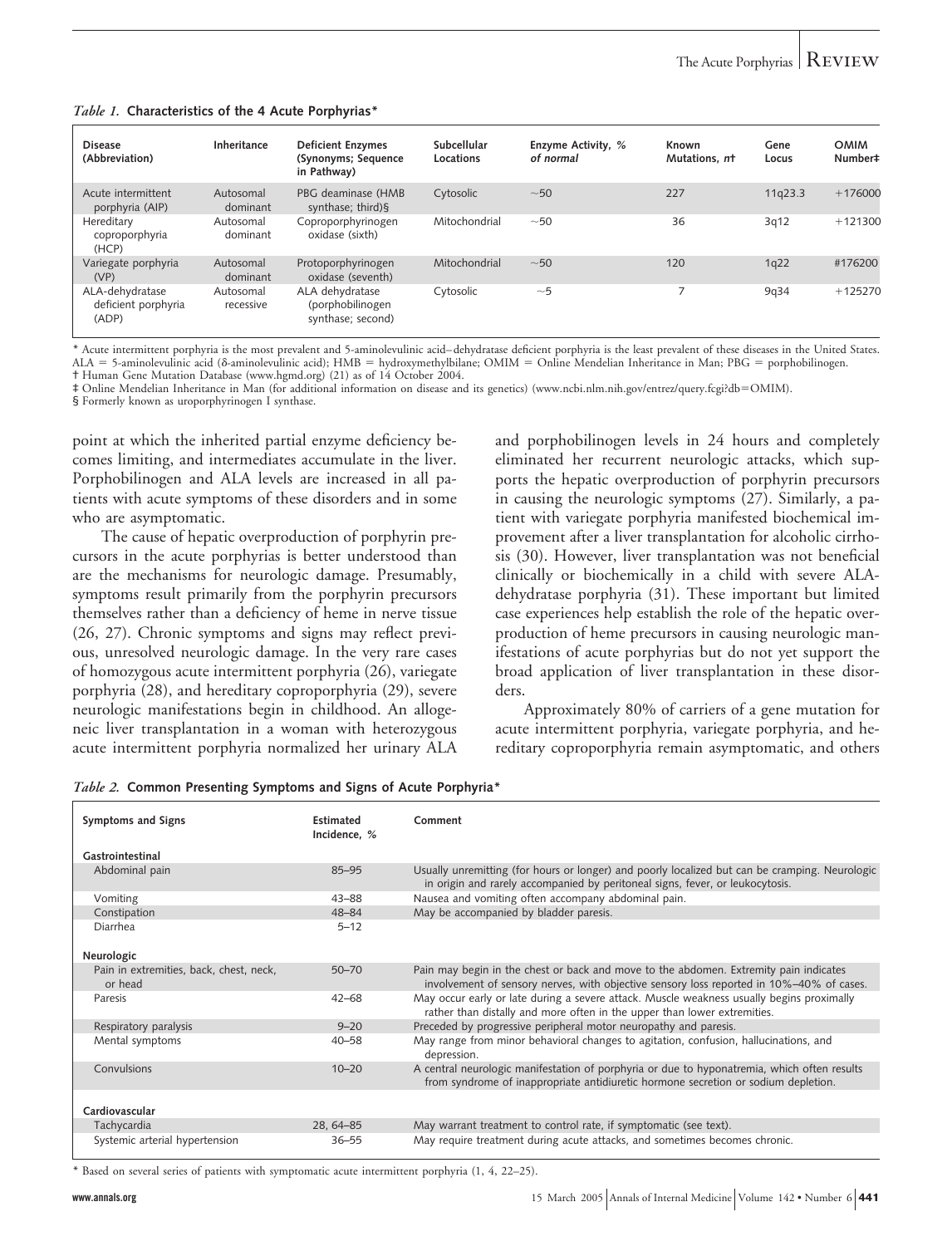*Table 1.* **Characteristics of the 4 Acute Porphyrias***

| Disease (Abbreviation) | Inheritance | Deficient Enzymes (Synonyms; Sequence in Pathway) | Subcellular Locations | Enzyme Activity, % *of normal* | Known Mutations, *n*† | Gene Locus | OMIM Number‡ |
|---|---|---|---|---|---|---|---|
| Acute intermittent porphyria (AIP) | Autosomal dominant | PBG deaminase (HMB synthase; third)§ | Cytosolic | ~50 | 227 | 11q23.3 | +176000 |
| Hereditary coproporphyria (HCP) | Autosomal dominant | Coproporphyrinogen oxidase (sixth) | Mitochondrial | ~50 | 36 | 3q12 | +121300 |
| Variegate porphyria (VP) | Autosomal dominant | Protoporphyrinogen oxidase (seventh) | Mitochondrial | ~50 | 120 | 1q22 | #176200 |
| ALA-dehydratase deficient porphyria (ADP) | Autosomal recessive | ALA dehydratase (porphobilinogen synthase; second) | Cytosolic | ~5 | 7 | 9q34 | +125270 |

\* Acute intermittent porphyria is the most prevalent and 5-aminolevulinic acid–dehydratase deficient porphyria is the least prevalent of these diseases in the United States. ALA = 5-aminolevulinic acid (δ-aminolevulinic acid); HMB = hydroxymethylbilane; OMIM = Online Mendelian Inheritance in Man; PBG = porphobilinogen.
† Human Gene Mutation Database (www.hgmd.org) (21) as of 14 October 2004.
‡ Online Mendelian Inheritance in Man (for additional information on disease and its genetics) (www.ncbi.nlm.nih.gov/entrez/query.fcgi?db=OMIM).
§ Formerly known as uroporphyrinogen I synthase.

point at which the inherited partial enzyme deficiency becomes limiting, and intermediates accumulate in the liver. Porphobilinogen and ALA levels are increased in all patients with acute symptoms of these disorders and in some who are asymptomatic.

The cause of hepatic overproduction of porphyrin precursors in the acute porphyrias is better understood than are the mechanisms for neurologic damage. Presumably, symptoms result primarily from the porphyrin precursors themselves rather than a deficiency of heme in nerve tissue (26, 27). Chronic symptoms and signs may reflect previous, unresolved neurologic damage. In the very rare cases of homozygous acute intermittent porphyria (26), variegate porphyria (28), and hereditary coproporphyria (29), severe neurologic manifestations begin in childhood. An allogeneic liver transplantation in a woman with heterozygous acute intermittent porphyria normalized her urinary ALA and porphobilinogen levels in 24 hours and completely eliminated her recurrent neurologic attacks, which supports the hepatic overproduction of porphyrin precursors in causing the neurologic symptoms (27). Similarly, a patient with variegate porphyria manifested biochemical improvement after a liver transplantation for alcoholic cirrhosis (30). However, liver transplantation was not beneficial clinically or biochemically in a child with severe ALA-dehydratase porphyria (31). These important but limited case experiences help establish the role of the hepatic overproduction of heme precursors in causing neurologic manifestations of acute porphyrias but do not yet support the broad application of liver transplantation in these disorders.

Approximately 80% of carriers of a gene mutation for acute intermittent porphyria, variegate porphyria, and hereditary coproporphyria remain asymptomatic, and others

*Table 2.* **Common Presenting Symptoms and Signs of Acute Porphyria***

| Symptoms and Signs | Estimated Incidence, % | Comment |
|---|---|---|
| **Gastrointestinal** | | |
| Abdominal pain | 85–95 | Usually unremitting (for hours or longer) and poorly localized but can be cramping. Neurologic in origin and rarely accompanied by peritoneal signs, fever, or leukocytosis. |
| Vomiting | 43–88 | Nausea and vomiting often accompany abdominal pain. |
| Constipation | 48–84 | May be accompanied by bladder paresis. |
| Diarrhea | 5–12 | |
| **Neurologic** | | |
| Pain in extremities, back, chest, neck, or head | 50–70 | Pain may begin in the chest or back and move to the abdomen. Extremity pain indicates involvement of sensory nerves, with objective sensory loss reported in 10%–40% of cases. |
| Paresis | 42–68 | May occur early or late during a severe attack. Muscle weakness usually begins proximally rather than distally and more often in the upper than lower extremities. |
| Respiratory paralysis | 9–20 | Preceded by progressive peripheral motor neuropathy and paresis. |
| Mental symptoms | 40–58 | May range from minor behavioral changes to agitation, confusion, hallucinations, and depression. |
| Convulsions | 10–20 | A central neurologic manifestation of porphyria or due to hyponatremia, which often results from syndrome of inappropriate antidiuretic hormone secretion or sodium depletion. |
| **Cardiovascular** | | |
| Tachycardia | 28, 64–85 | May warrant treatment to control rate, if symptomatic (see text). |
| Systemic arterial hypertension | 36–55 | May require treatment during acute attacks, and sometimes becomes chronic. |

\* Based on several series of patients with symptomatic acute intermittent porphyria (1, 4, 22–25).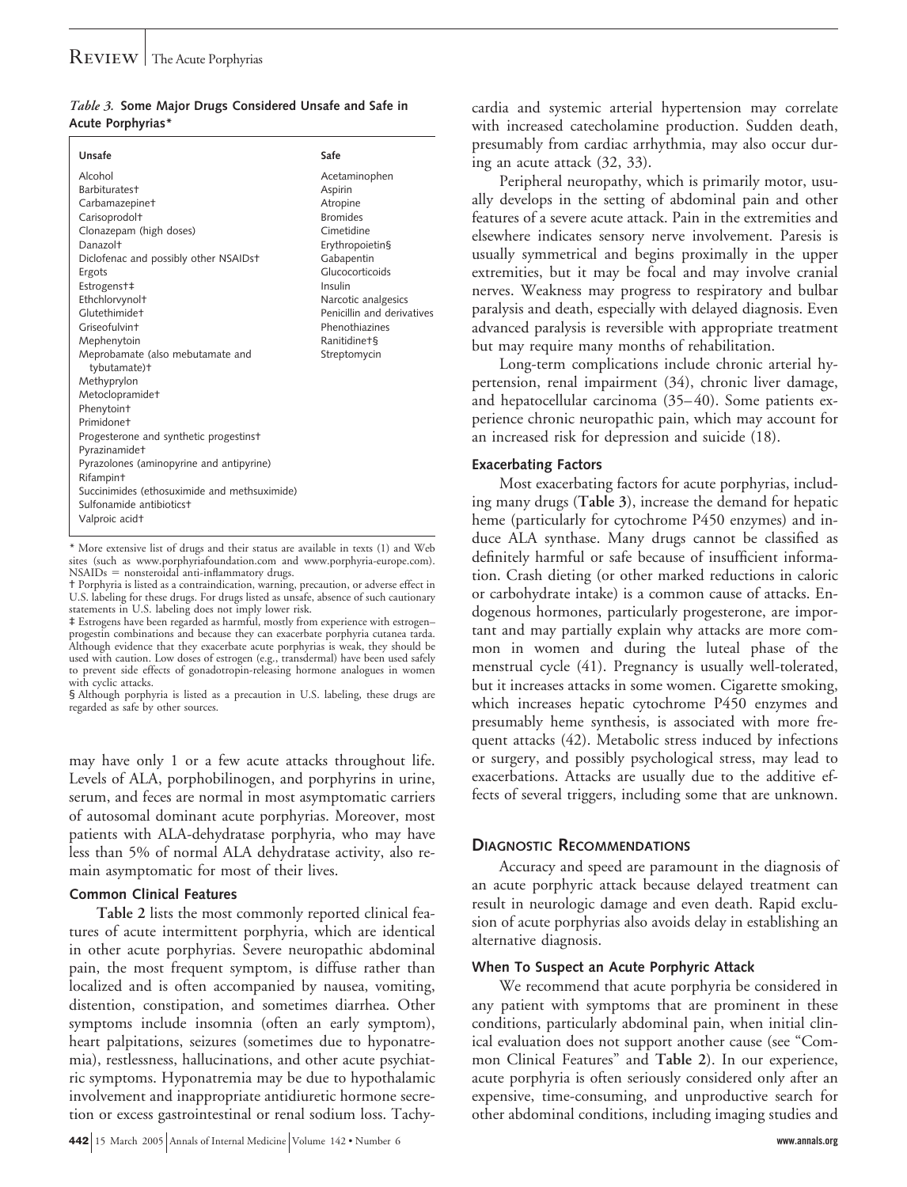*Table 3.* **Some Major Drugs Considered Unsafe and Safe in Acute Porphyrias***

| Unsafe | Safe |
|---|---|
| Alcohol | Acetaminophen |
| Barbiturates† | Aspirin |
| Carbamazepine† | Atropine |
| Carisoprodol† | Bromides |
| Clonazepam (high doses) | Cimetidine |
| Danazol† | Erythropoietin§ |
| Diclofenac and possibly other NSAIDs† | Gabapentin |
| Ergots | Glucocorticoids |
| Estrogens†‡ | Insulin |
| Ethchlorvynol† | Narcotic analgesics |
| Glutethimide† | Penicillin and derivatives |
| Griseofulvin† | Phenothiazines |
| Mephenytoin | Ranitidine†§ |
| Meprobamate (also mebutamate and tybutamate)† | Streptomycin |
| Methyprylon | |
| Metoclopramide† | |
| Phenytoin† | |
| Primidone† | |
| Progesterone and synthetic progestins† | |
| Pyrazinamide† | |
| Pyrazolones (aminopyrine and antipyrine) | |
| Rifampin† | |
| Succinimides (ethosuximide and methsuximide) | |
| Sulfonamide antibiotics† | |
| Valproic acid† | |

\* More extensive list of drugs and their status are available in texts (1) and Web sites (such as www.porphyriafoundation.com and www.porphyria-europe.com). NSAIDs = nonsteroidal anti-inflammatory drugs.

† Porphyria is listed as a contraindication, warning, precaution, or adverse effect in U.S. labeling for these drugs. For drugs listed as unsafe, absence of such cautionary statements in U.S. labeling does not imply lower risk.

‡ Estrogens have been regarded as harmful, mostly from experience with estrogen–progestin combinations and because they can exacerbate porphyria cutanea tarda. Although evidence that they exacerbate acute porphyrias is weak, they should be used with caution. Low doses of estrogen (e.g., transdermal) have been used safely to prevent side effects of gonadotropin-releasing hormone analogues in women with cyclic attacks.

§ Although porphyria is listed as a precaution in U.S. labeling, these drugs are regarded as safe by other sources.

may have only 1 or a few acute attacks throughout life. Levels of ALA, porphobilinogen, and porphyrins in urine, serum, and feces are normal in most asymptomatic carriers of autosomal dominant acute porphyrias. Moreover, most patients with ALA-dehydratase porphyria, who may have less than 5% of normal ALA dehydratase activity, also remain asymptomatic for most of their lives.

### Common Clinical Features

**Table 2** lists the most commonly reported clinical features of acute intermittent porphyria, which are identical in other acute porphyrias. Severe neuropathic abdominal pain, the most frequent symptom, is diffuse rather than localized and is often accompanied by nausea, vomiting, distention, constipation, and sometimes diarrhea. Other symptoms include insomnia (often an early symptom), heart palpitations, seizures (sometimes due to hyponatremia), restlessness, hallucinations, and other acute psychiatric symptoms. Hyponatremia may be due to hypothalamic involvement and inappropriate antidiuretic hormone secretion or excess gastrointestinal or renal sodium loss. Tachycardia and systemic arterial hypertension may correlate with increased catecholamine production. Sudden death, presumably from cardiac arrhythmia, may also occur during an acute attack (32, 33).

Peripheral neuropathy, which is primarily motor, usually develops in the setting of abdominal pain and other features of a severe acute attack. Pain in the extremities and elsewhere indicates sensory nerve involvement. Paresis is usually symmetrical and begins proximally in the upper extremities, but it may be focal and may involve cranial nerves. Weakness may progress to respiratory and bulbar paralysis and death, especially with delayed diagnosis. Even advanced paralysis is reversible with appropriate treatment but may require many months of rehabilitation.

Long-term complications include chronic arterial hypertension, renal impairment (34), chronic liver damage, and hepatocellular carcinoma (35–40). Some patients experience chronic neuropathic pain, which may account for an increased risk for depression and suicide (18).

### Exacerbating Factors

Most exacerbating factors for acute porphyrias, including many drugs (**Table 3**), increase the demand for hepatic heme (particularly for cytochrome P450 enzymes) and induce ALA synthase. Many drugs cannot be classified as definitely harmful or safe because of insufficient information. Crash dieting (or other marked reductions in caloric or carbohydrate intake) is a common cause of attacks. Endogenous hormones, particularly progesterone, are important and may partially explain why attacks are more common in women and during the luteal phase of the menstrual cycle (41). Pregnancy is usually well-tolerated, but it increases attacks in some women. Cigarette smoking, which increases hepatic cytochrome P450 enzymes and presumably heme synthesis, is associated with more frequent attacks (42). Metabolic stress induced by infections or surgery, and possibly psychological stress, may lead to exacerbations. Attacks are usually due to the additive effects of several triggers, including some that are unknown.

## Diagnostic Recommendations

Accuracy and speed are paramount in the diagnosis of an acute porphyric attack because delayed treatment can result in neurologic damage and even death. Rapid exclusion of acute porphyrias also avoids delay in establishing an alternative diagnosis.

### When To Suspect an Acute Porphyric Attack

We recommend that acute porphyria be considered in any patient with symptoms that are prominent in these conditions, particularly abdominal pain, when initial clinical evaluation does not support another cause (see "Common Clinical Features" and **Table 2**). In our experience, acute porphyria is often seriously considered only after an expensive, time-consuming, and unproductive search for other abdominal conditions, including imaging studies and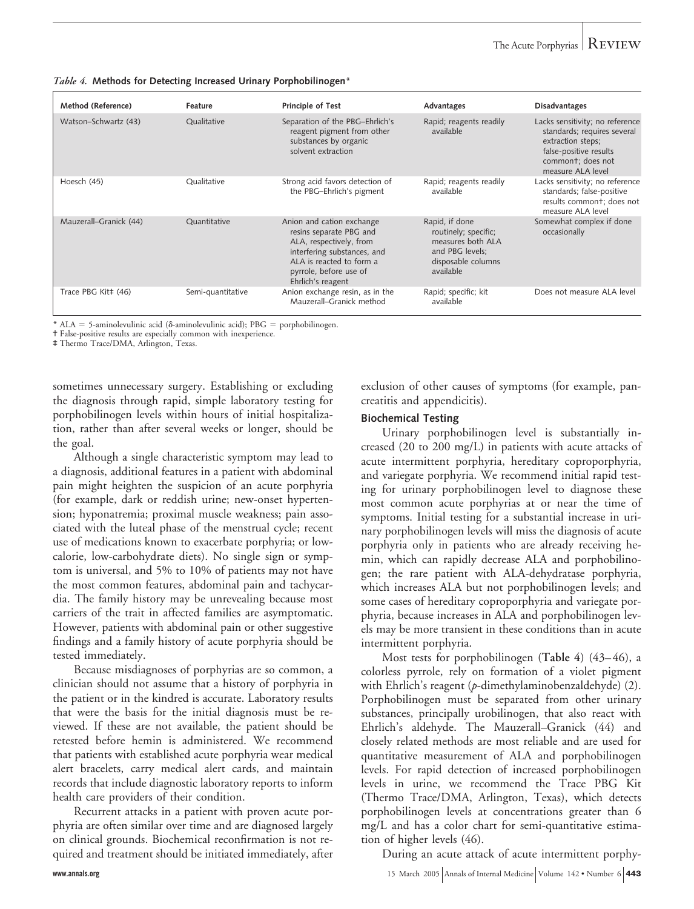*Table 4.* **Methods for Detecting Increased Urinary Porphobilinogen***

| Method (Reference) | Feature | Principle of Test | Advantages | Disadvantages |
|---|---|---|---|---|
| Watson–Schwartz (43) | Qualitative | Separation of the PBG–Ehrlich's reagent pigment from other substances by organic solvent extraction | Rapid; reagents readily available | Lacks sensitivity; no reference standards; requires several extraction steps; false-positive results common†; does not measure ALA level |
| Hoesch (45) | Qualitative | Strong acid favors detection of the PBG–Ehrlich's pigment | Rapid; reagents readily available | Lacks sensitivity; no reference standards; false-positive results common†; does not measure ALA level |
| Mauzerall–Granick (44) | Quantitative | Anion and cation exchange resins separate PBG and ALA, respectively, from interfering substances, and ALA is reacted to form a pyrrole, before use of Ehrlich's reagent | Rapid, if done routinely; specific; measures both ALA and PBG levels; disposable columns available | Somewhat complex if done occasionally |
| Trace PBG Kit‡ (46) | Semi-quantitative | Anion exchange resin, as in the Mauzerall–Granick method | Rapid; specific; kit available | Does not measure ALA level |

* ALA = 5-aminolevulinic acid (δ-aminolevulinic acid); PBG = porphobilinogen.
† False-positive results are especially common with inexperience.
‡ Thermo Trace/DMA, Arlington, Texas.

sometimes unnecessary surgery. Establishing or excluding the diagnosis through rapid, simple laboratory testing for porphobilinogen levels within hours of initial hospitalization, rather than after several weeks or longer, should be the goal.

Although a single characteristic symptom may lead to a diagnosis, additional features in a patient with abdominal pain might heighten the suspicion of an acute porphyria (for example, dark or reddish urine; new-onset hypertension; hyponatremia; proximal muscle weakness; pain associated with the luteal phase of the menstrual cycle; recent use of medications known to exacerbate porphyria; or low-calorie, low-carbohydrate diets). No single sign or symptom is universal, and 5% to 10% of patients may not have the most common features, abdominal pain and tachycardia. The family history may be unrevealing because most carriers of the trait in affected families are asymptomatic. However, patients with abdominal pain or other suggestive findings and a family history of acute porphyria should be tested immediately.

Because misdiagnoses of porphyrias are so common, a clinician should not assume that a history of porphyria in the patient or in the kindred is accurate. Laboratory results that were the basis for the initial diagnosis must be reviewed. If these are not available, the patient should be retested before hemin is administered. We recommend that patients with established acute porphyria wear medical alert bracelets, carry medical alert cards, and maintain records that include diagnostic laboratory reports to inform health care providers of their condition.

Recurrent attacks in a patient with proven acute porphyria are often similar over time and are diagnosed largely on clinical grounds. Biochemical reconfirmation is not required and treatment should be initiated immediately, after exclusion of other causes of symptoms (for example, pancreatitis and appendicitis).

### Biochemical Testing

Urinary porphobilinogen level is substantially increased (20 to 200 mg/L) in patients with acute attacks of acute intermittent porphyria, hereditary coproporphyria, and variegate porphyria. We recommend initial rapid testing for urinary porphobilinogen level to diagnose these most common acute porphyrias at or near the time of symptoms. Initial testing for a substantial increase in urinary porphobilinogen levels will miss the diagnosis of acute porphyria only in patients who are already receiving hemin, which can rapidly decrease ALA and porphobilinogen; the rare patient with ALA-dehydratase porphyria, which increases ALA but not porphobilinogen levels; and some cases of hereditary coproporphyria and variegate porphyria, because increases in ALA and porphobilinogen levels may be more transient in these conditions than in acute intermittent porphyria.

Most tests for porphobilinogen (**Table 4**) (43–46), a colorless pyrrole, rely on formation of a violet pigment with Ehrlich's reagent (*p*-dimethylaminobenzaldehyde) (2). Porphobilinogen must be separated from other urinary substances, principally urobilinogen, that also react with Ehrlich's aldehyde. The Mauzerall–Granick (44) and closely related methods are most reliable and are used for quantitative measurement of ALA and porphobilinogen levels. For rapid detection of increased porphobilinogen levels in urine, we recommend the Trace PBG Kit (Thermo Trace/DMA, Arlington, Texas), which detects porphobilinogen levels at concentrations greater than 6 mg/L and has a color chart for semi-quantitative estimation of higher levels (46).

During an acute attack of acute intermittent porphy-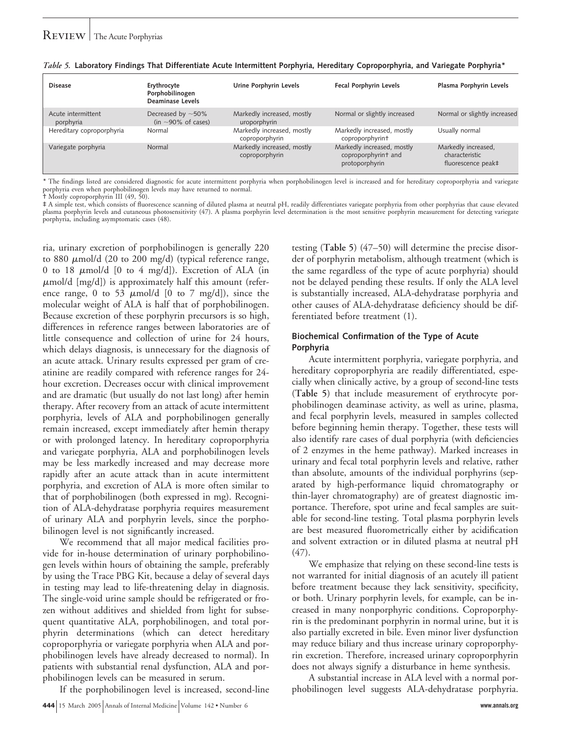*Table 5.* **Laboratory Findings That Differentiate Acute Intermittent Porphyria, Hereditary Coproporphyria, and Variegate Porphyria***

| Disease | Erythrocyte Porphobilinogen Deaminase Levels | Urine Porphyrin Levels | Fecal Porphyrin Levels | Plasma Porphyrin Levels |
|---|---|---|---|---|
| Acute intermittent porphyria | Decreased by ~50% (in ~90% of cases) | Markedly increased, mostly uroporphyrin | Normal or slightly increased | Normal or slightly increased |
| Hereditary coproporphyria | Normal | Markedly increased, mostly coproporphyrin | Markedly increased, mostly coproporphyrin† | Usually normal |
| Variegate porphyria | Normal | Markedly increased, mostly coproporphyrin | Markedly increased, mostly coproporphyrin† and protoporphyrin | Markedly increased, characteristic fluorescence peak‡ |

* The findings listed are considered diagnostic for acute intermittent porphyria when porphobilinogen level is increased and for hereditary coproporphyria and variegate porphyria even when porphobilinogen levels may have returned to normal.
† Mostly coproporphyrin III (49, 50).
‡ A simple test, which consists of fluorescence scanning of diluted plasma at neutral pH, readily differentiates variegate porphyria from other porphyrias that cause elevated plasma porphyrin levels and cutaneous photosensitivity (47). A plasma porphyrin level determination is the most sensitive porphyrin measurement for detecting variegate porphyria, including asymptomatic cases (48).

ria, urinary excretion of porphobilinogen is generally 220 to 880 μmol/d (20 to 200 mg/d) (typical reference range, 0 to 18 μmol/d [0 to 4 mg/d]). Excretion of ALA (in μmol/d [mg/d]) is approximately half this amount (reference range, 0 to 53 μmol/d [0 to 7 mg/d]), since the molecular weight of ALA is half that of porphobilinogen. Because excretion of these porphyrin precursors is so high, differences in reference ranges between laboratories are of little consequence and collection of urine for 24 hours, which delays diagnosis, is unnecessary for the diagnosis of an acute attack. Urinary results expressed per gram of creatinine are readily compared with reference ranges for 24-hour excretion. Decreases occur with clinical improvement and are dramatic (but usually do not last long) after hemin therapy. After recovery from an attack of acute intermittent porphyria, levels of ALA and porphobilinogen generally remain increased, except immediately after hemin therapy or with prolonged latency. In hereditary coproporphyria and variegate porphyria, ALA and porphobilinogen levels may be less markedly increased and may decrease more rapidly after an acute attack than in acute intermittent porphyria, and excretion of ALA is more often similar to that of porphobilinogen (both expressed in mg). Recognition of ALA-dehydratase porphyria requires measurement of urinary ALA and porphyrin levels, since the porphobilinogen level is not significantly increased.

We recommend that all major medical facilities provide for in-house determination of urinary porphobilinogen levels within hours of obtaining the sample, preferably by using the Trace PBG Kit, because a delay of several days in testing may lead to life-threatening delay in diagnosis. The single-void urine sample should be refrigerated or frozen without additives and shielded from light for subsequent quantitative ALA, porphobilinogen, and total porphyrin determinations (which can detect hereditary coproporphyria or variegate porphyria when ALA and porphobilinogen levels have already decreased to normal). In patients with substantial renal dysfunction, ALA and porphobilinogen levels can be measured in serum.

If the porphobilinogen level is increased, second-line testing (**Table 5**) (47–50) will determine the precise disorder of porphyrin metabolism, although treatment (which is the same regardless of the type of acute porphyria) should not be delayed pending these results. If only the ALA level is substantially increased, ALA-dehydratase porphyria and other causes of ALA-dehydratase deficiency should be differentiated before treatment (1).

### Biochemical Confirmation of the Type of Acute Porphyria

Acute intermittent porphyria, variegate porphyria, and hereditary coproporphyria are readily differentiated, especially when clinically active, by a group of second-line tests (**Table 5**) that include measurement of erythrocyte porphobilinogen deaminase activity, as well as urine, plasma, and fecal porphyrin levels, measured in samples collected before beginning hemin therapy. Together, these tests will also identify rare cases of dual porphyria (with deficiencies of 2 enzymes in the heme pathway). Marked increases in urinary and fecal total porphyrin levels and relative, rather than absolute, amounts of the individual porphyrins (separated by high-performance liquid chromatography or thin-layer chromatography) are of greatest diagnostic importance. Therefore, spot urine and fecal samples are suitable for second-line testing. Total plasma porphyrin levels are best measured fluorometrically either by acidification and solvent extraction or in diluted plasma at neutral pH (47).

We emphasize that relying on these second-line tests is not warranted for initial diagnosis of an acutely ill patient before treatment because they lack sensitivity, specificity, or both. Urinary porphyrin levels, for example, can be increased in many nonporphyric conditions. Coproporphyrin is the predominant porphyrin in normal urine, but it is also partially excreted in bile. Even minor liver dysfunction may reduce biliary and thus increase urinary coproporphyrin excretion. Therefore, increased urinary coproporphyrin does not always signify a disturbance in heme synthesis.

A substantial increase in ALA level with a normal porphobilinogen level suggests ALA-dehydratase porphyria.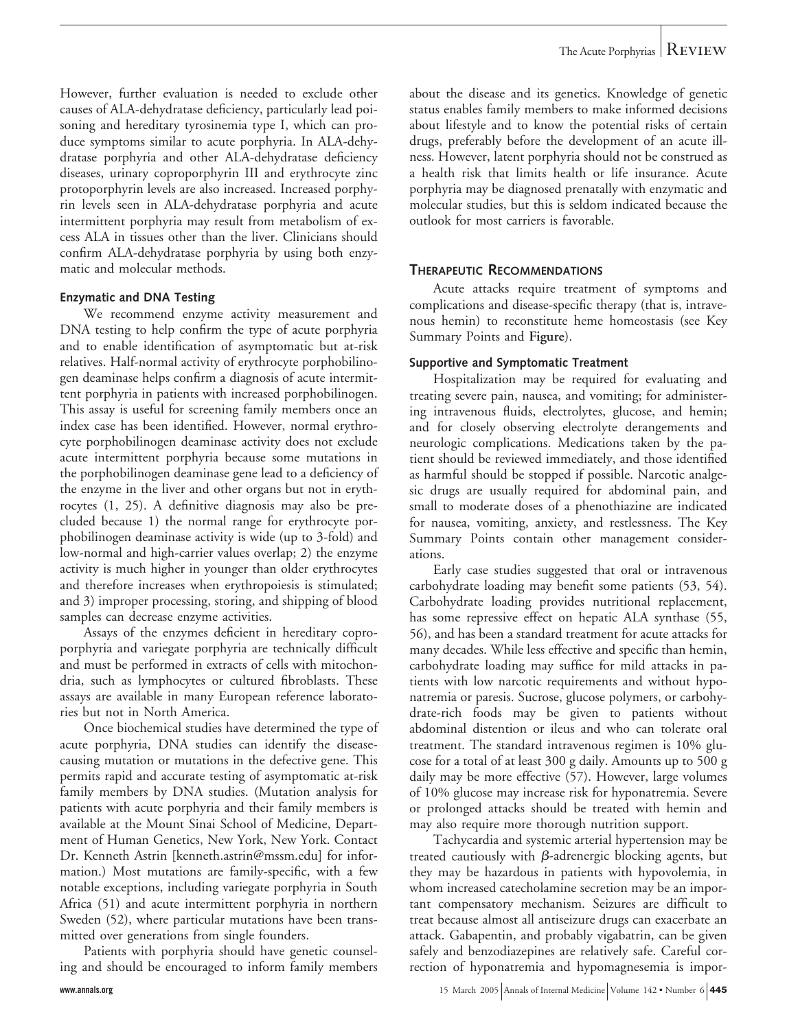However, further evaluation is needed to exclude other causes of ALA-dehydratase deficiency, particularly lead poisoning and hereditary tyrosinemia type I, which can produce symptoms similar to acute porphyria. In ALA-dehydratase porphyria and other ALA-dehydratase deficiency diseases, urinary coproporphyrin III and erythrocyte zinc protoporphyrin levels are also increased. Increased porphyrin levels seen in ALA-dehydratase porphyria and acute intermittent porphyria may result from metabolism of excess ALA in tissues other than the liver. Clinicians should confirm ALA-dehydratase porphyria by using both enzymatic and molecular methods.

### Enzymatic and DNA Testing

We recommend enzyme activity measurement and DNA testing to help confirm the type of acute porphyria and to enable identification of asymptomatic but at-risk relatives. Half-normal activity of erythrocyte porphobilinogen deaminase helps confirm a diagnosis of acute intermittent porphyria in patients with increased porphobilinogen. This assay is useful for screening family members once an index case has been identified. However, normal erythrocyte porphobilinogen deaminase activity does not exclude acute intermittent porphyria because some mutations in the porphobilinogen deaminase gene lead to a deficiency of the enzyme in the liver and other organs but not in erythrocytes (1, 25). A definitive diagnosis may also be precluded because 1) the normal range for erythrocyte porphobilinogen deaminase activity is wide (up to 3-fold) and low-normal and high-carrier values overlap; 2) the enzyme activity is much higher in younger than older erythrocytes and therefore increases when erythropoiesis is stimulated; and 3) improper processing, storing, and shipping of blood samples can decrease enzyme activities.

Assays of the enzymes deficient in hereditary coproporphyria and variegate porphyria are technically difficult and must be performed in extracts of cells with mitochondria, such as lymphocytes or cultured fibroblasts. These assays are available in many European reference laboratories but not in North America.

Once biochemical studies have determined the type of acute porphyria, DNA studies can identify the disease-causing mutation or mutations in the defective gene. This permits rapid and accurate testing of asymptomatic at-risk family members by DNA studies. (Mutation analysis for patients with acute porphyria and their family members is available at the Mount Sinai School of Medicine, Department of Human Genetics, New York, New York. Contact Dr. Kenneth Astrin [kenneth.astrin@mssm.edu] for information.) Most mutations are family-specific, with a few notable exceptions, including variegate porphyria in South Africa (51) and acute intermittent porphyria in northern Sweden (52), where particular mutations have been transmitted over generations from single founders.

Patients with porphyria should have genetic counseling and should be encouraged to inform family members about the disease and its genetics. Knowledge of genetic status enables family members to make informed decisions about lifestyle and to know the potential risks of certain drugs, preferably before the development of an acute illness. However, latent porphyria should not be construed as a health risk that limits health or life insurance. Acute porphyria may be diagnosed prenatally with enzymatic and molecular studies, but this is seldom indicated because the outlook for most carriers is favorable.

## Therapeutic Recommendations

Acute attacks require treatment of symptoms and complications and disease-specific therapy (that is, intravenous hemin) to reconstitute heme homeostasis (see Key Summary Points and **Figure**).

### Supportive and Symptomatic Treatment

Hospitalization may be required for evaluating and treating severe pain, nausea, and vomiting; for administering intravenous fluids, electrolytes, glucose, and hemin; and for closely observing electrolyte derangements and neurologic complications. Medications taken by the patient should be reviewed immediately, and those identified as harmful should be stopped if possible. Narcotic analgesic drugs are usually required for abdominal pain, and small to moderate doses of a phenothiazine are indicated for nausea, vomiting, anxiety, and restlessness. The Key Summary Points contain other management considerations.

Early case studies suggested that oral or intravenous carbohydrate loading may benefit some patients (53, 54). Carbohydrate loading provides nutritional replacement, has some repressive effect on hepatic ALA synthase (55, 56), and has been a standard treatment for acute attacks for many decades. While less effective and specific than hemin, carbohydrate loading may suffice for mild attacks in patients with low narcotic requirements and without hyponatremia or paresis. Sucrose, glucose polymers, or carbohydrate-rich foods may be given to patients without abdominal distention or ileus and who can tolerate oral treatment. The standard intravenous regimen is 10% glucose for a total of at least 300 g daily. Amounts up to 500 g daily may be more effective (57). However, large volumes of 10% glucose may increase risk for hyponatremia. Severe or prolonged attacks should be treated with hemin and may also require more thorough nutrition support.

Tachycardia and systemic arterial hypertension may be treated cautiously with $\beta$-adrenergic blocking agents, but they may be hazardous in patients with hypovolemia, in whom increased catecholamine secretion may be an important compensatory mechanism. Seizures are difficult to treat because almost all antiseizure drugs can exacerbate an attack. Gabapentin, and probably vigabatrin, can be given safely and benzodiazepines are relatively safe. Careful correction of hyponatremia and hypomagnesemia is impor-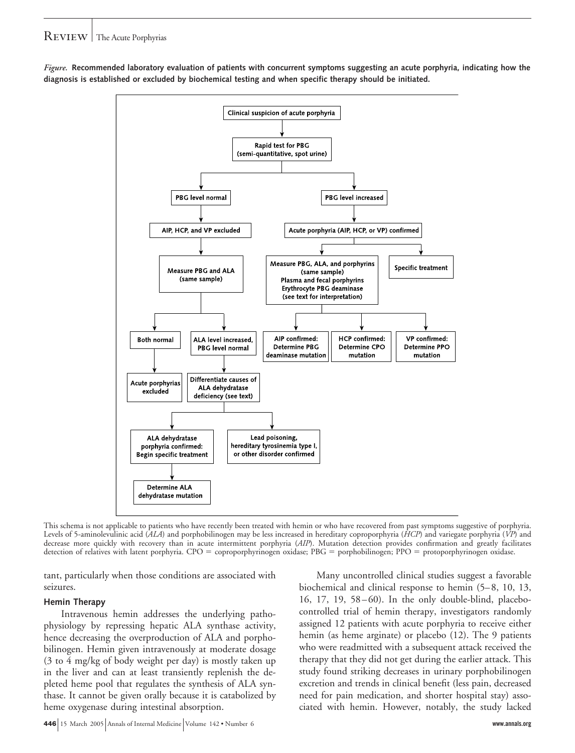*Figure.* **Recommended laboratory evaluation of patients with concurrent symptoms suggesting an acute porphyria, indicating how the diagnosis is established or excluded by biochemical testing and when specific therapy should be initiated.**

Clinical suspicion of acute porphyria

Rapid test for PBG (semi-quantitative, spot urine)

PBG level normal

AIP, HCP, and VP excluded

Measure PBG and ALA (same sample)

Both normal

Acute porphyrias excluded

ALA level increased, PBG level normal

Differentiate causes of ALA dehydratase deficiency (see text)

ALA dehydratase porphyria confirmed: Begin specific treatment

Determine ALA dehydratase mutation

Lead poisoning, hereditary tyrosinemia type I, or other disorder confirmed

PBG level increased

Acute porphyria (AIP, HCP, or VP) confirmed

Measure PBG, ALA, and porphyrins (same sample) Plasma and fecal porphyrins Erythrocyte PBG deaminase (see text for interpretation)

Specific treatment

AIP confirmed: Determine PBG deaminase mutation

HCP confirmed: Determine CPO mutation

VP confirmed: Determine PPO mutation

This schema is not applicable to patients who have recently been treated with hemin or who have recovered from past symptoms suggestive of porphyria. Levels of 5-aminolevulinic acid (*ALA*) and porphobilinogen may be less increased in hereditary coproporphyria (*HCP*) and variegate porphyria (*VP*) and decrease more quickly with recovery than in acute intermittent porphyria (*AIP*). Mutation detection provides confirmation and greatly facilitates detection of relatives with latent porphyria. CPO = coproporphyrinogen oxidase; PBG = porphobilinogen; PPO = protoporphyrinogen oxidase.

tant, particularly when those conditions are associated with seizures.

### Hemin Therapy

Intravenous hemin addresses the underlying pathophysiology by repressing hepatic ALA synthase activity, hence decreasing the overproduction of ALA and porphobilinogen. Hemin given intravenously at moderate dosage (3 to 4 mg/kg of body weight per day) is mostly taken up in the liver and can at least transiently replenish the depleted heme pool that regulates the synthesis of ALA synthase. It cannot be given orally because it is catabolized by heme oxygenase during intestinal absorption.

Many uncontrolled clinical studies suggest a favorable biochemical and clinical response to hemin (5–8, 10, 13, 16, 17, 19, 58–60). In the only double-blind, placebo-controlled trial of hemin therapy, investigators randomly assigned 12 patients with acute porphyria to receive either hemin (as heme arginate) or placebo (12). The 9 patients who were readmitted with a subsequent attack received the therapy that they did not get during the earlier attack. This study found striking decreases in urinary porphobilinogen excretion and trends in clinical benefit (less pain, decreased need for pain medication, and shorter hospital stay) associated with hemin. However, notably, the study lacked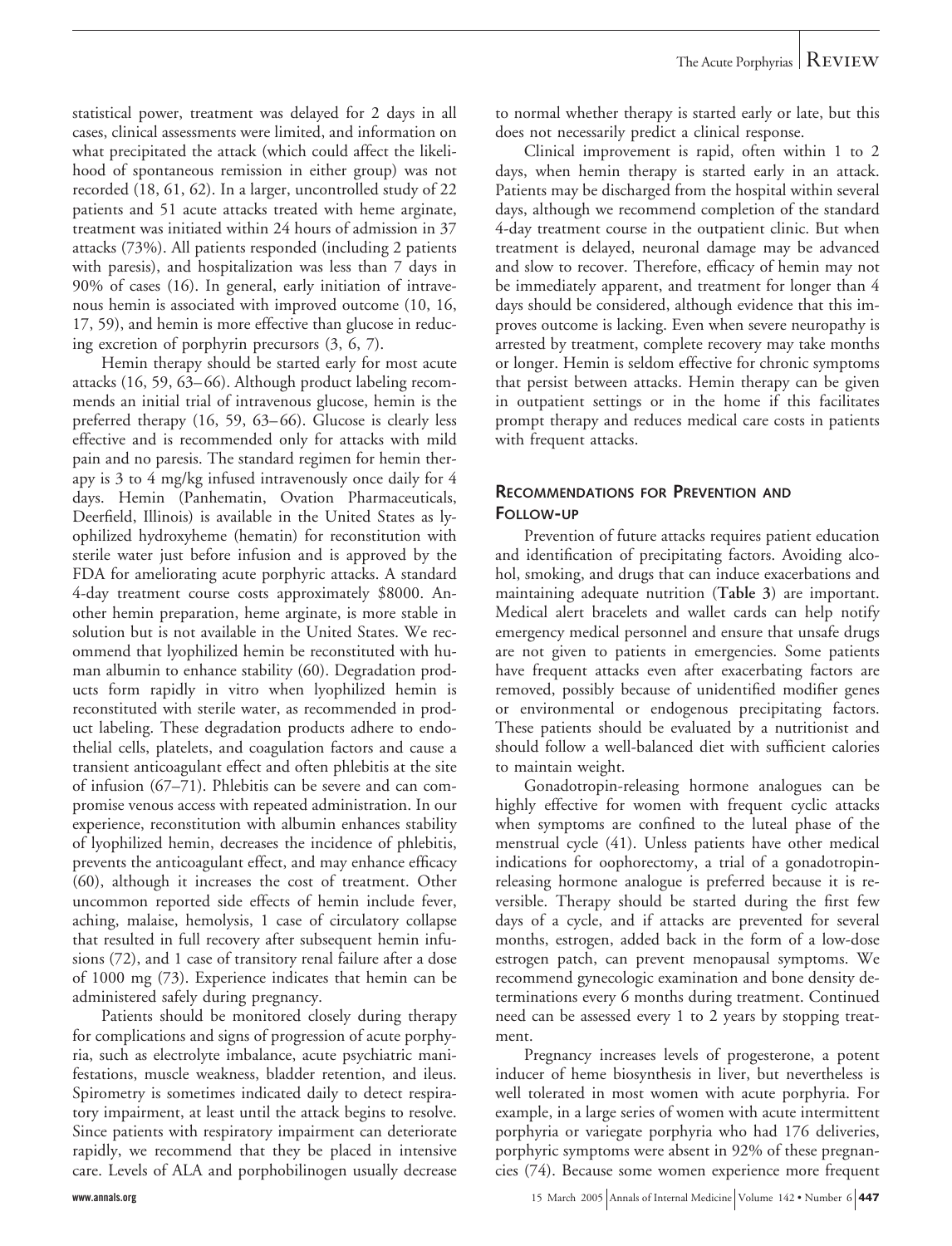statistical power, treatment was delayed for 2 days in all cases, clinical assessments were limited, and information on what precipitated the attack (which could affect the likelihood of spontaneous remission in either group) was not recorded (18, 61, 62). In a larger, uncontrolled study of 22 patients and 51 acute attacks treated with heme arginate, treatment was initiated within 24 hours of admission in 37 attacks (73%). All patients responded (including 2 patients with paresis), and hospitalization was less than 7 days in 90% of cases (16). In general, early initiation of intravenous hemin is associated with improved outcome (10, 16, 17, 59), and hemin is more effective than glucose in reducing excretion of porphyrin precursors (3, 6, 7).

Hemin therapy should be started early for most acute attacks (16, 59, 63–66). Although product labeling recommends an initial trial of intravenous glucose, hemin is the preferred therapy (16, 59, 63–66). Glucose is clearly less effective and is recommended only for attacks with mild pain and no paresis. The standard regimen for hemin therapy is 3 to 4 mg/kg infused intravenously once daily for 4 days. Hemin (Panhematin, Ovation Pharmaceuticals, Deerfield, Illinois) is available in the United States as lyophilized hydroxyheme (hematin) for reconstitution with sterile water just before infusion and is approved by the FDA for ameliorating acute porphyric attacks. A standard 4-day treatment course costs approximately $8000. Another hemin preparation, heme arginate, is more stable in solution but is not available in the United States. We recommend that lyophilized hemin be reconstituted with human albumin to enhance stability (60). Degradation products form rapidly in vitro when lyophilized hemin is reconstituted with sterile water, as recommended in product labeling. These degradation products adhere to endothelial cells, platelets, and coagulation factors and cause a transient anticoagulant effect and often phlebitis at the site of infusion (67–71). Phlebitis can be severe and can compromise venous access with repeated administration. In our experience, reconstitution with albumin enhances stability of lyophilized hemin, decreases the incidence of phlebitis, prevents the anticoagulant effect, and may enhance efficacy (60), although it increases the cost of treatment. Other uncommon reported side effects of hemin include fever, aching, malaise, hemolysis, 1 case of circulatory collapse that resulted in full recovery after subsequent hemin infusions (72), and 1 case of transitory renal failure after a dose of 1000 mg (73). Experience indicates that hemin can be administered safely during pregnancy.

Patients should be monitored closely during therapy for complications and signs of progression of acute porphyria, such as electrolyte imbalance, acute psychiatric manifestations, muscle weakness, bladder retention, and ileus. Spirometry is sometimes indicated daily to detect respiratory impairment, at least until the attack begins to resolve. Since patients with respiratory impairment can deteriorate rapidly, we recommend that they be placed in intensive care. Levels of ALA and porphobilinogen usually decrease to normal whether therapy is started early or late, but this does not necessarily predict a clinical response.

Clinical improvement is rapid, often within 1 to 2 days, when hemin therapy is started early in an attack. Patients may be discharged from the hospital within several days, although we recommend completion of the standard 4-day treatment course in the outpatient clinic. But when treatment is delayed, neuronal damage may be advanced and slow to recover. Therefore, efficacy of hemin may not be immediately apparent, and treatment for longer than 4 days should be considered, although evidence that this improves outcome is lacking. Even when severe neuropathy is arrested by treatment, complete recovery may take months or longer. Hemin is seldom effective for chronic symptoms that persist between attacks. Hemin therapy can be given in outpatient settings or in the home if this facilitates prompt therapy and reduces medical care costs in patients with frequent attacks.

## Recommendations for Prevention and Follow-up

Prevention of future attacks requires patient education and identification of precipitating factors. Avoiding alcohol, smoking, and drugs that can induce exacerbations and maintaining adequate nutrition (**Table 3**) are important. Medical alert bracelets and wallet cards can help notify emergency medical personnel and ensure that unsafe drugs are not given to patients in emergencies. Some patients have frequent attacks even after exacerbating factors are removed, possibly because of unidentified modifier genes or environmental or endogenous precipitating factors. These patients should be evaluated by a nutritionist and should follow a well-balanced diet with sufficient calories to maintain weight.

Gonadotropin-releasing hormone analogues can be highly effective for women with frequent cyclic attacks when symptoms are confined to the luteal phase of the menstrual cycle (41). Unless patients have other medical indications for oophorectomy, a trial of a gonadotropin-releasing hormone analogue is preferred because it is reversible. Therapy should be started during the first few days of a cycle, and if attacks are prevented for several months, estrogen, added back in the form of a low-dose estrogen patch, can prevent menopausal symptoms. We recommend gynecologic examination and bone density determinations every 6 months during treatment. Continued need can be assessed every 1 to 2 years by stopping treatment.

Pregnancy increases levels of progesterone, a potent inducer of heme biosynthesis in liver, but nevertheless is well tolerated in most women with acute porphyria. For example, in a large series of women with acute intermittent porphyria or variegate porphyria who had 176 deliveries, porphyric symptoms were absent in 92% of these pregnancies (74). Because some women experience more frequent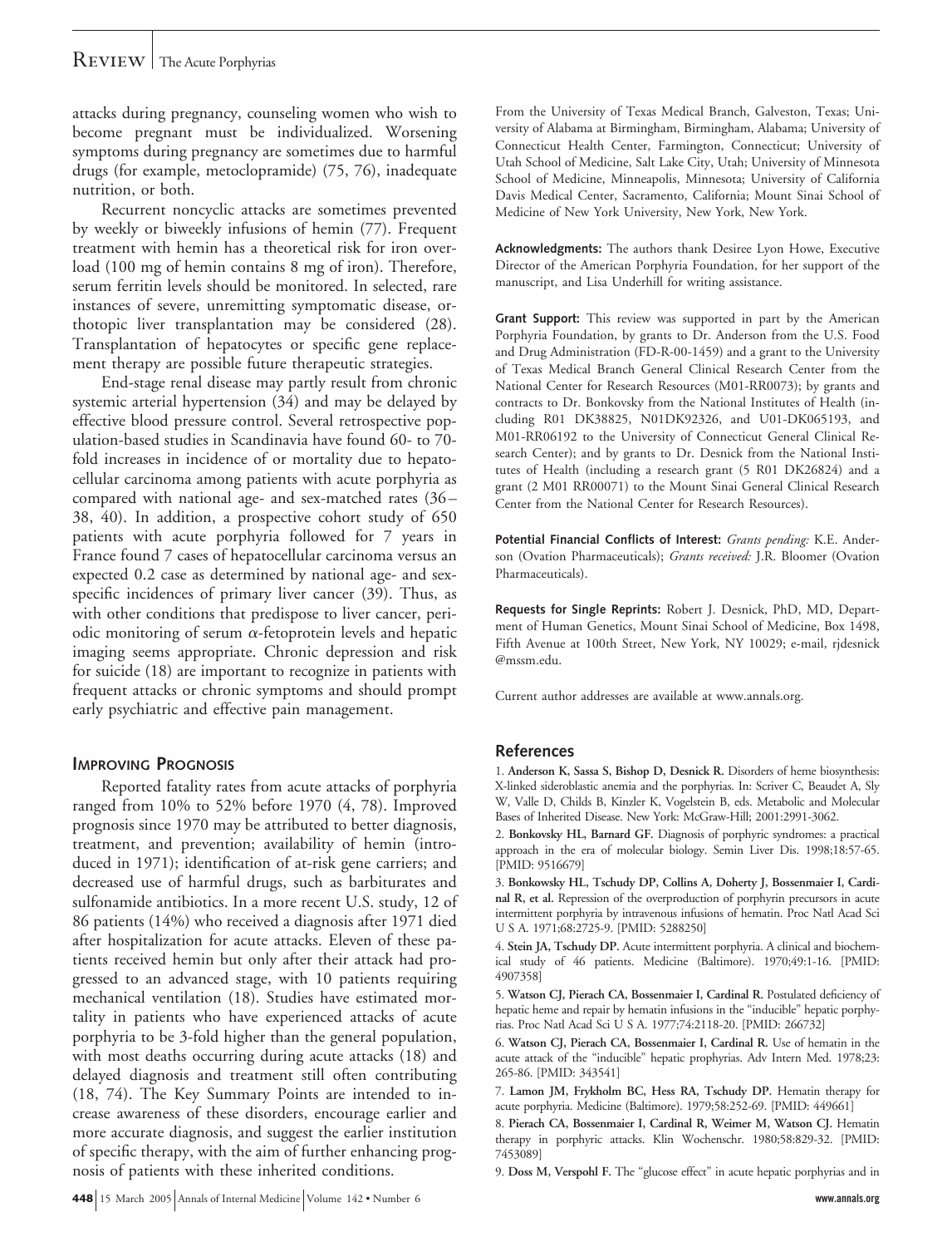attacks during pregnancy, counseling women who wish to become pregnant must be individualized. Worsening symptoms during pregnancy are sometimes due to harmful drugs (for example, metoclopramide) (75, 76), inadequate nutrition, or both.

Recurrent noncyclic attacks are sometimes prevented by weekly or biweekly infusions of hemin (77). Frequent treatment with hemin has a theoretical risk for iron overload (100 mg of hemin contains 8 mg of iron). Therefore, serum ferritin levels should be monitored. In selected, rare instances of severe, unremitting symptomatic disease, orthotopic liver transplantation may be considered (28). Transplantation of hepatocytes or specific gene replacement therapy are possible future therapeutic strategies.

End-stage renal disease may partly result from chronic systemic arterial hypertension (34) and may be delayed by effective blood pressure control. Several retrospective population-based studies in Scandinavia have found 60- to 70-fold increases in incidence of or mortality due to hepatocellular carcinoma among patients with acute porphyria as compared with national age- and sex-matched rates (36–38, 40). In addition, a prospective cohort study of 650 patients with acute porphyria followed for 7 years in France found 7 cases of hepatocellular carcinoma versus an expected 0.2 case as determined by national age- and sex-specific incidences of primary liver cancer (39). Thus, as with other conditions that predispose to liver cancer, periodic monitoring of serum $\alpha$-fetoprotein levels and hepatic imaging seems appropriate. Chronic depression and risk for suicide (18) are important to recognize in patients with frequent attacks or chronic symptoms and should prompt early psychiatric and effective pain management.

## Improving Prognosis

Reported fatality rates from acute attacks of porphyria ranged from 10% to 52% before 1970 (4, 78). Improved prognosis since 1970 may be attributed to better diagnosis, treatment, and prevention; availability of hemin (introduced in 1971); identification of at-risk gene carriers; and decreased use of harmful drugs, such as barbiturates and sulfonamide antibiotics. In a more recent U.S. study, 12 of 86 patients (14%) who received a diagnosis after 1971 died after hospitalization for acute attacks. Eleven of these patients received hemin but only after their attack had progressed to an advanced stage, with 10 patients requiring mechanical ventilation (18). Studies have estimated mortality in patients who have experienced attacks of acute porphyria to be 3-fold higher than the general population, with most deaths occurring during acute attacks (18) and delayed diagnosis and treatment still often contributing (18, 74). The Key Summary Points are intended to increase awareness of these disorders, encourage earlier and more accurate diagnosis, and suggest the earlier institution of specific therapy, with the aim of further enhancing prognosis of patients with these inherited conditions.

From the University of Texas Medical Branch, Galveston, Texas; University of Alabama at Birmingham, Birmingham, Alabama; University of Connecticut Health Center, Farmington, Connecticut; University of Utah School of Medicine, Salt Lake City, Utah; University of Minnesota School of Medicine, Minneapolis, Minnesota; University of California Davis Medical Center, Sacramento, California; Mount Sinai School of Medicine of New York University, New York, New York.

**Acknowledgments:** The authors thank Desiree Lyon Howe, Executive Director of the American Porphyria Foundation, for her support of the manuscript, and Lisa Underhill for writing assistance.

**Grant Support:** This review was supported in part by the American Porphyria Foundation, by grants to Dr. Anderson from the U.S. Food and Drug Administration (FD-R-00-1459) and a grant to the University of Texas Medical Branch General Clinical Research Center from the National Center for Research Resources (M01-RR0073); by grants and contracts to Dr. Bonkovsky from the National Institutes of Health (including R01 DK38825, N01DK92326, and U01-DK065193, and M01-RR06192 to the University of Connecticut General Clinical Research Center); and by grants to Dr. Desnick from the National Institutes of Health (including a research grant (5 R01 DK26824) and a grant (2 M01 RR00071) to the Mount Sinai General Clinical Research Center from the National Center for Research Resources).

**Potential Financial Conflicts of Interest:** *Grants pending:* K.E. Anderson (Ovation Pharmaceuticals); *Grants received:* J.R. Bloomer (Ovation Pharmaceuticals).

**Requests for Single Reprints:** Robert J. Desnick, PhD, MD, Department of Human Genetics, Mount Sinai School of Medicine, Box 1498, Fifth Avenue at 100th Street, New York, NY 10029; e-mail, rjdesnick@mssm.edu.

Current author addresses are available at www.annals.org.

## References

1. **Anderson K, Sassa S, Bishop D, Desnick R.** Disorders of heme biosynthesis: X-linked sideroblastic anemia and the porphyrias. In: Scriver C, Beaudet A, Sly W, Valle D, Childs B, Kinzler K, Vogelstein B, eds. Metabolic and Molecular Bases of Inherited Disease. New York: McGraw-Hill; 2001:2991-3062.

2. **Bonkovsky HL, Barnard GF.** Diagnosis of porphyric syndromes: a practical approach in the era of molecular biology. Semin Liver Dis. 1998;18:57-65. [PMID: 9516679]

3. **Bonkowsky HL, Tschudy DP, Collins A, Doherty J, Bossenmaier I, Cardinal R, et al.** Repression of the overproduction of porphyrin precursors in acute intermittent porphyria by intravenous infusions of hematin. Proc Natl Acad Sci U S A. 1971;68:2725-9. [PMID: 5288250]

4. **Stein JA, Tschudy DP.** Acute intermittent porphyria. A clinical and biochemical study of 46 patients. Medicine (Baltimore). 1970;49:1-16. [PMID: 4907358]

5. **Watson CJ, Pierach CA, Bossenmaier I, Cardinal R.** Postulated deficiency of hepatic heme and repair by hematin infusions in the "inducible" hepatic porphyrias. Proc Natl Acad Sci U S A. 1977;74:2118-20. [PMID: 266732]

6. **Watson CJ, Pierach CA, Bossenmaier I, Cardinal R.** Use of hematin in the acute attack of the "inducible" hepatic prophyrias. Adv Intern Med. 1978;23: 265-86. [PMID: 343541]

7. **Lamon JM, Frykholm BC, Hess RA, Tschudy DP.** Hematin therapy for acute porphyria. Medicine (Baltimore). 1979;58:252-69. [PMID: 449661]

8. **Pierach CA, Bossenmaier I, Cardinal R, Weimer M, Watson CJ.** Hematin therapy in porphyric attacks. Klin Wochenschr. 1980;58:829-32. [PMID: 7453089]

9. **Doss M, Verspohl F.** The "glucose effect" in acute hepatic porphyrias and in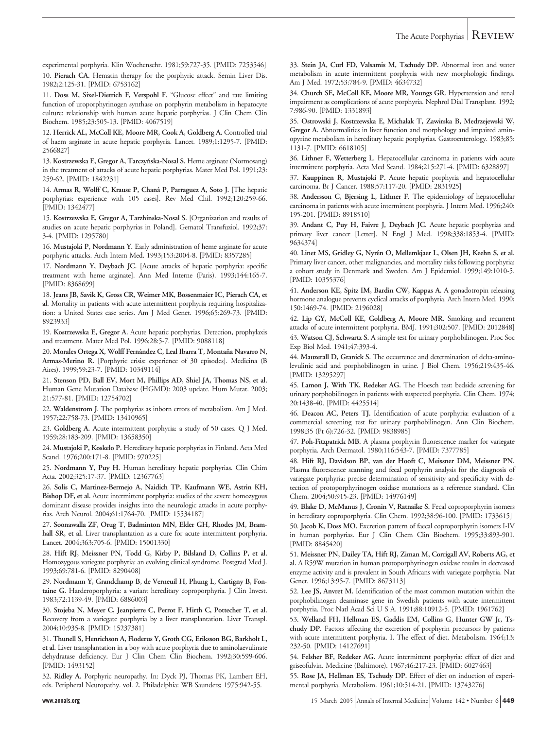experimental porphyria. Klin Wochenschr. 1981;59:727-35. [PMID: 7253546]

10. **Pierach CA.** Hematin therapy for the porphyric attack. Semin Liver Dis. 1982;2:125-31. [PMID: 6753162]

11. **Doss M, Sixel-Dietrich F, Verspohl F.** "Glucose effect" and rate limiting function of uroporphyrinogen synthase on porphyrin metabolism in hepatocyte culture: relationship with human acute hepatic porphyrias. J Clin Chem Clin Biochem. 1985;23:505-13. [PMID: 4067519]

12. **Herrick AL, McColl KE, Moore MR, Cook A, Goldberg A.** Controlled trial of haem arginate in acute hepatic porphyria. Lancet. 1989;1:1295-7. [PMID: 2566827]

13. **Kostrzewska E, Gregor A, Tarczyńska-Nosal S.** Heme arginate (Normosang) in the treatment of attacks of acute hepatic porphyrias. Mater Med Pol. 1991;23: 259-62. [PMID: 1842231]

14. **Armas R, Wolff C, Krause P, Chaná P, Parraguez A, Soto J.** [The hepatic porphyrias: experience with 105 cases]. Rev Med Chil. 1992;120:259-66. [PMID: 1342477]

15. **Kostrzewska E, Gregor A, Tarzhinska-Nosal S.** [Organization and results of studies on acute hepatic porphyrias in Poland]. Gematol Transfuziol. 1992;37: 3-4. [PMID: 1295780]

16. **Mustajoki P, Nordmann Y.** Early administration of heme arginate for acute porphyric attacks. Arch Intern Med. 1993;153:2004-8. [PMID: 8357285]

17. **Nordmann Y, Deybach JC.** [Acute attacks of hepatic porphyria: specific treatment with heme arginate]. Ann Med Interne (Paris). 1993;144:165-7. [PMID: 8368699]

18. **Jeans JB, Savik K, Gross CR, Weimer MK, Bossenmaier IC, Pierach CA, et al.** Mortality in patients with acute intermittent porphyria requiring hospitalization: a United States case series. Am J Med Genet. 1996;65:269-73. [PMID: 8923933]

19. **Kostrzewska E, Gregor A.** Acute hepatic porphyrias. Detection, prophylaxis and treatment. Mater Med Pol. 1996;28:5-7. [PMID: 9088118]

20. **Morales Ortega X, Wolff Fernández C, Leal Ibarra T, Montaña Navarro N, Armas-Merino R.** [Porphyric crisis: experience of 30 episodes]. Medicina (B Aires). 1999;59:23-7. [PMID: 10349114]

21. **Stenson PD, Ball EV, Mort M, Phillips AD, Shiel JA, Thomas NS, et al.** Human Gene Mutation Database (HGMD): 2003 update. Hum Mutat. 2003; 21:577-81. [PMID: 12754702]

22. **Waldenstrom J.** The porphyrias as inborn errors of metabolism. Am J Med. 1957;22:758-73. [PMID: 13410965]

23. **Goldberg A.** Acute intermittent porphyria: a study of 50 cases. Q J Med. 1959;28:183-209. [PMID: 13658350]

24. **Mustajoki P, Koskelo P.** Hereditary hepatic porphyrias in Finland. Acta Med Scand. 1976;200:171-8. [PMID: 970225]

25. **Nordmann Y, Puy H.** Human hereditary hepatic porphyrias. Clin Chim Acta. 2002;325:17-37. [PMID: 12367763]

26. **Solis C, Martinez-Bermejo A, Naidich TP, Kaufmann WE, Astrin KH, Bishop DF, et al.** Acute intermittent porphyria: studies of the severe homozygous dominant disease provides insights into the neurologic attacks in acute porphyrias. Arch Neurol. 2004;61:1764-70. [PMID: 15534187]

27. **Soonawalla ZF, Orug T, Badminton MN, Elder GH, Rhodes JM, Bramhall SR, et al.** Liver transplantation as a cure for acute intermittent porphyria. Lancet. 2004;363:705-6. [PMID: 15001330]

28. **Hift RJ, Meissner PN, Todd G, Kirby P, Bilsland D, Collins P, et al.** Homozygous variegate porphyria: an evolving clinical syndrome. Postgrad Med J. 1993;69:781-6. [PMID: 8290408]

29. **Nordmann Y, Grandchamp B, de Verneuil H, Phung L, Cartigny B, Fontaine G.** Harderoporphyria: a variant hereditary coproporphyria. J Clin Invest. 1983;72:1139-49. [PMID: 6886003]

30. **Stojeba N, Meyer C, Jeanpierre C, Perrot F, Hirth C, Pottecher T, et al.** Recovery from a variegate porphyria by a liver transplantation. Liver Transpl. 2004;10:935-8. [PMID: 15237381]

31. **Thunell S, Henrichson A, Floderus Y, Groth CG, Eriksson BG, Barkholt L, et al.** Liver transplantation in a boy with acute porphyria due to aminolaevulinate dehydratase deficiency. Eur J Clin Chem Clin Biochem. 1992;30:599-606. [PMID: 1493152]

32. **Ridley A.** Porphyric neuropathy. In: Dyck PJ, Thomas PK, Lambert EH, eds. Peripheral Neuropathy. vol. 2. Philadelphia: WB Saunders; 1975:942-55.

33. **Stein JA, Curl FD, Valsamis M, Tschudy DP.** Abnormal iron and water metabolism in acute intermittent porphyria with new morphologic findings. Am J Med. 1972;53:784-9. [PMID: 4634732]

34. **Church SE, McColl KE, Moore MR, Youngs GR.** Hypertension and renal impairment as complications of acute porphyria. Nephrol Dial Transplant. 1992; 7:986-90. [PMID: 1331893]

35. **Ostrowski J, Kostrzewska E, Michalak T, Zawirska B, Medrzejewski W, Gregor A.** Abnormalities in liver function and morphology and impaired aminopyrine metabolism in hereditary hepatic porphyrias. Gastroenterology. 1983;85: 1131-7. [PMID: 6618105]

36. **Lithner F, Wetterberg L.** Hepatocellular carcinoma in patients with acute intermittent porphyria. Acta Med Scand. 1984;215:271-4. [PMID: 6328897]

37. **Kauppinen R, Mustajoki P.** Acute hepatic porphyria and hepatocellular carcinoma. Br J Cancer. 1988;57:117-20. [PMID: 2831925]

38. **Andersson C, Bjersing L, Lithner F.** The epidemiology of hepatocellular carcinoma in patients with acute intermittent porphyria. J Intern Med. 1996;240: 195-201. [PMID: 8918510]

39. **Andant C, Puy H, Faivre J, Deybach JC.** Acute hepatic porphyrias and primary liver cancer [Letter]. N Engl J Med. 1998;338:1853-4. [PMID: 9634374]

40. **Linet MS, Gridley G, Nyrén O, Mellemkjaer L, Olsen JH, Keehn S, et al.** Primary liver cancer, other malignancies, and mortality risks following porphyria: a cohort study in Denmark and Sweden. Am J Epidemiol. 1999;149:1010-5. [PMID: 10355376]

41. **Anderson KE, Spitz IM, Bardin CW, Kappas A.** A gonadotropin releasing hormone analogue prevents cyclical attacks of porphyria. Arch Intern Med. 1990; 150:1469-74. [PMID: 2196028]

42. **Lip GY, McColl KE, Goldberg A, Moore MR.** Smoking and recurrent attacks of acute intermittent porphyria. BMJ. 1991;302:507. [PMID: 2012848]

43. **Watson CJ, Schwartz S.** A simple test for urinary porphobilinogen. Proc Soc Exp Biol Med. 1941;47:393-4.

44. **Mauzerall D, Granick S.** The occurrence and determination of delta-aminolevulinic acid and porphobilinogen in urine. J Biol Chem. 1956;219:435-46. [PMID: 13295297]

45. **Lamon J, With TK, Redeker AG.** The Hoesch test: bedside screening for urinary porphobilinogen in patients with suspected porphyria. Clin Chem. 1974; 20:1438-40. [PMID: 4425514]

46. **Deacon AC, Peters TJ.** Identification of acute porphyria: evaluation of a commercial screening test for urinary porphobilinogen. Ann Clin Biochem. 1998;35 (Pt 6):726-32. [PMID: 9838985]

47. **Poh-Fitzpatrick MB.** A plasma porphyrin fluorescence marker for variegate porphyria. Arch Dermatol. 1980;116:543-7. [PMID: 7377785]

48. **Hift RJ, Davidson BP, van der Hooft C, Meissner DM, Meissner PN.** Plasma fluorescence scanning and fecal porphyrin analysis for the diagnosis of variegate porphyria: precise determination of sensitivity and specificity with detection of protoporphyrinogen oxidase mutations as a reference standard. Clin Chem. 2004;50:915-23. [PMID: 14976149]

49. **Blake D, McManus J, Cronin V, Ratnaike S.** Fecal coproporphyrin isomers in hereditary coproporphyria. Clin Chem. 1992;38:96-100. [PMID: 1733615]

50. **Jacob K, Doss MO.** Excretion pattern of faecal coproporphyrin isomers I-IV in human porphyrias. Eur J Clin Chem Clin Biochem. 1995;33:893-901. [PMID: 8845420]

51. **Meissner PN, Dailey TA, Hift RJ, Ziman M, Corrigall AV, Roberts AG, et al.** A R59W mutation in human protoporphyrinogen oxidase results in decreased enzyme activity and is prevalent in South Africans with variegate porphyria. Nat Genet. 1996;13:95-7. [PMID: 8673113]

52. **Lee JS, Anvret M.** Identification of the most common mutation within the porphobilinogen deaminase gene in Swedish patients with acute intermittent porphyria. Proc Natl Acad Sci U S A. 1991;88:10912-5. [PMID: 1961762]

53. **Welland FH, Hellman ES, Gaddis EM, Collins G, Hunter GW Jr, Tschudy DP.** Factors affecting the excretion of porphyrin precursors by patients with acute intermittent porphyria. I. The effect of diet. Metabolism. 1964;13: 232-50. [PMID: 14127691]

54. **Felsher BF, Redeker AG.** Acute intermittent porphyria: effect of diet and griseofulvin. Medicine (Baltimore). 1967;46:217-23. [PMID: 6027463]

55. **Rose JA, Hellman ES, Tschudy DP.** Effect of diet on induction of experimental porphyria. Metabolism. 1961;10:514-21. [PMID: 13743276]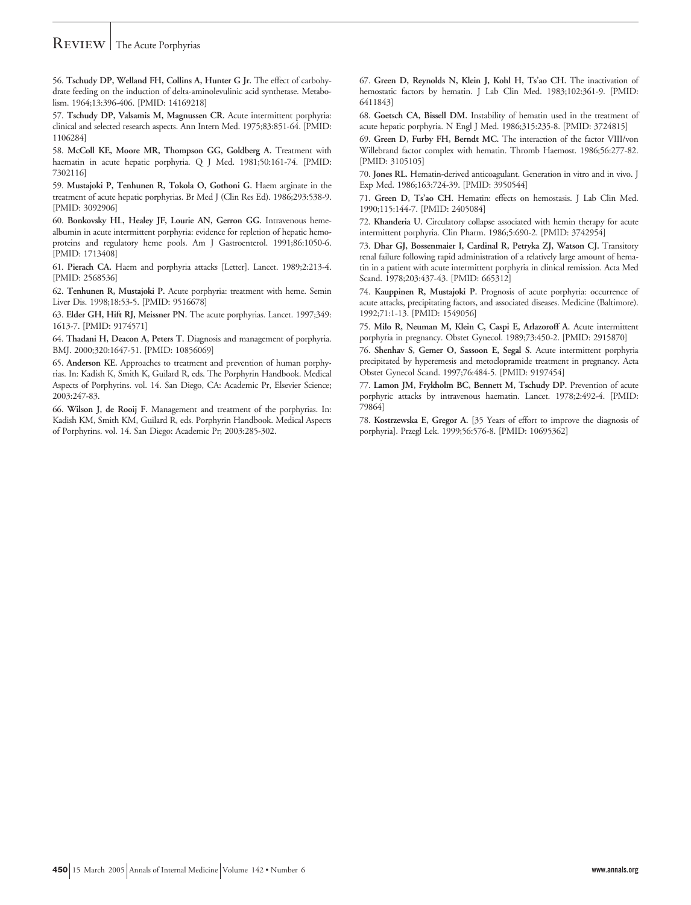56. **Tschudy DP, Welland FH, Collins A, Hunter G Jr.** The effect of carbohydrate feeding on the induction of delta-aminolevulinic acid synthetase. Metabolism. 1964;13:396-406. [PMID: 14169218]

57. **Tschudy DP, Valsamis M, Magnussen CR.** Acute intermittent porphyria: clinical and selected research aspects. Ann Intern Med. 1975;83:851-64. [PMID: 1106284]

58. **McColl KE, Moore MR, Thompson GG, Goldberg A.** Treatment with haematin in acute hepatic porphyria. Q J Med. 1981;50:161-74. [PMID: 7302116]

59. **Mustajoki P, Tenhunen R, Tokola O, Gothoni G.** Haem arginate in the treatment of acute hepatic porphyrias. Br Med J (Clin Res Ed). 1986;293:538-9. [PMID: 3092906]

60. **Bonkovsky HL, Healey JF, Lourie AN, Gerron GG.** Intravenous heme-albumin in acute intermittent porphyria: evidence for repletion of hepatic hemoproteins and regulatory heme pools. Am J Gastroenterol. 1991;86:1050-6. [PMID: 1713408]

61. **Pierach CA.** Haem and porphyria attacks [Letter]. Lancet. 1989;2:213-4. [PMID: 2568536]

62. **Tenhunen R, Mustajoki P.** Acute porphyria: treatment with heme. Semin Liver Dis. 1998;18:53-5. [PMID: 9516678]

63. **Elder GH, Hift RJ, Meissner PN.** The acute porphyrias. Lancet. 1997;349: 1613-7. [PMID: 9174571]

64. **Thadani H, Deacon A, Peters T.** Diagnosis and management of porphyria. BMJ. 2000;320:1647-51. [PMID: 10856069]

65. **Anderson KE.** Approaches to treatment and prevention of human porphyrias. In: Kadish K, Smith K, Guilard R, eds. The Porphyrin Handbook. Medical Aspects of Porphyrins. vol. 14. San Diego, CA: Academic Pr, Elsevier Science; 2003:247-83.

66. **Wilson J, de Rooij F.** Management and treatment of the porphyrias. In: Kadish KM, Smith KM, Guilard R, eds. Porphyrin Handbook. Medical Aspects of Porphyrins. vol. 14. San Diego: Academic Pr; 2003:285-302.

67. **Green D, Reynolds N, Klein J, Kohl H, Ts'ao CH.** The inactivation of hemostatic factors by hematin. J Lab Clin Med. 1983;102:361-9. [PMID: 6411843]

68. **Goetsch CA, Bissell DM.** Instability of hematin used in the treatment of acute hepatic porphyria. N Engl J Med. 1986;315:235-8. [PMID: 3724815]

69. **Green D, Furby FH, Berndt MC.** The interaction of the factor VIII/von Willebrand factor complex with hematin. Thromb Haemost. 1986;56:277-82. [PMID: 3105105]

70. **Jones RL.** Hematin-derived anticoagulant. Generation in vitro and in vivo. J Exp Med. 1986;163:724-39. [PMID: 3950544]

71. **Green D, Ts'ao CH.** Hematin: effects on hemostasis. J Lab Clin Med. 1990;115:144-7. [PMID: 2405084]

72. **Khanderia U.** Circulatory collapse associated with hemin therapy for acute intermittent porphyria. Clin Pharm. 1986;5:690-2. [PMID: 3742954]

73. **Dhar GJ, Bossenmaier I, Cardinal R, Petryka ZJ, Watson CJ.** Transitory renal failure following rapid administration of a relatively large amount of hematin in a patient with acute intermittent porphyria in clinical remission. Acta Med Scand. 1978;203:437-43. [PMID: 665312]

74. **Kauppinen R, Mustajoki P.** Prognosis of acute porphyria: occurrence of acute attacks, precipitating factors, and associated diseases. Medicine (Baltimore). 1992;71:1-13. [PMID: 1549056]

75. **Milo R, Neuman M, Klein C, Caspi E, Arlazoroff A.** Acute intermittent porphyria in pregnancy. Obstet Gynecol. 1989;73:450-2. [PMID: 2915870]

76. **Shenhav S, Gemer O, Sassoon E, Segal S.** Acute intermittent porphyria precipitated by hyperemesis and metoclopramide treatment in pregnancy. Acta Obstet Gynecol Scand. 1997;76:484-5. [PMID: 9197454]

77. **Lamon JM, Frykholm BC, Bennett M, Tschudy DP.** Prevention of acute porphyric attacks by intravenous haematin. Lancet. 1978;2:492-4. [PMID: 79864]

78. **Kostrzewska E, Gregor A.** [35 Years of effort to improve the diagnosis of porphyria]. Przegl Lek. 1999;56:576-8. [PMID: 10695362]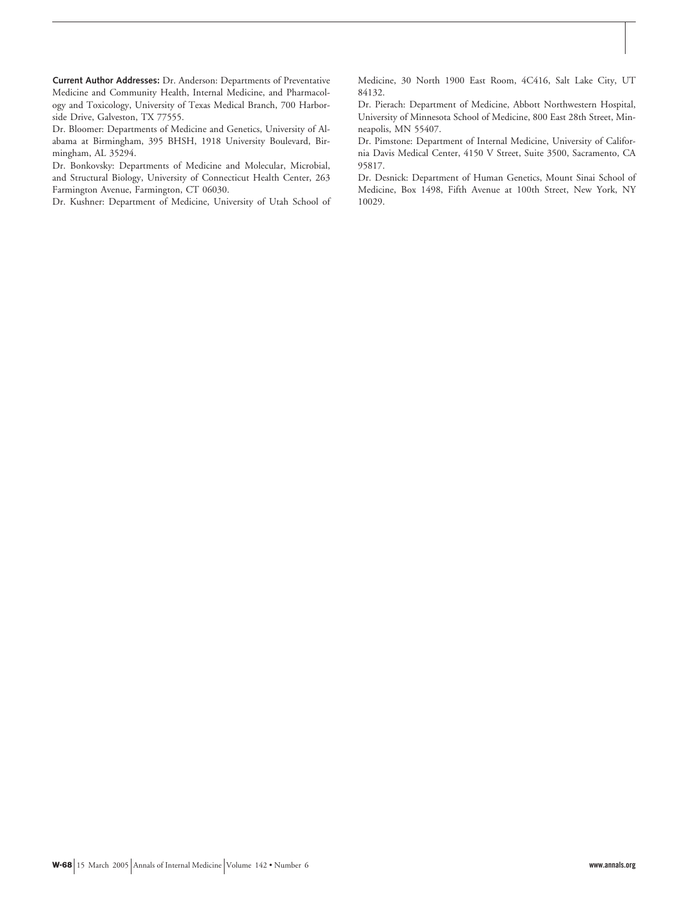**Current Author Addresses:** Dr. Anderson: Departments of Preventative Medicine and Community Health, Internal Medicine, and Pharmacology and Toxicology, University of Texas Medical Branch, 700 Harborside Drive, Galveston, TX 77555.

Dr. Bloomer: Departments of Medicine and Genetics, University of Alabama at Birmingham, 395 BHSH, 1918 University Boulevard, Birmingham, AL 35294.

Dr. Bonkovsky: Departments of Medicine and Molecular, Microbial, and Structural Biology, University of Connecticut Health Center, 263 Farmington Avenue, Farmington, CT 06030.

Dr. Kushner: Department of Medicine, University of Utah School of Medicine, 30 North 1900 East Room, 4C416, Salt Lake City, UT 84132.

Dr. Pierach: Department of Medicine, Abbott Northwestern Hospital, University of Minnesota School of Medicine, 800 East 28th Street, Minneapolis, MN 55407.

Dr. Pimstone: Department of Internal Medicine, University of California Davis Medical Center, 4150 V Street, Suite 3500, Sacramento, CA 95817.

Dr. Desnick: Department of Human Genetics, Mount Sinai School of Medicine, Box 1498, Fifth Avenue at 100th Street, New York, NY 10029.